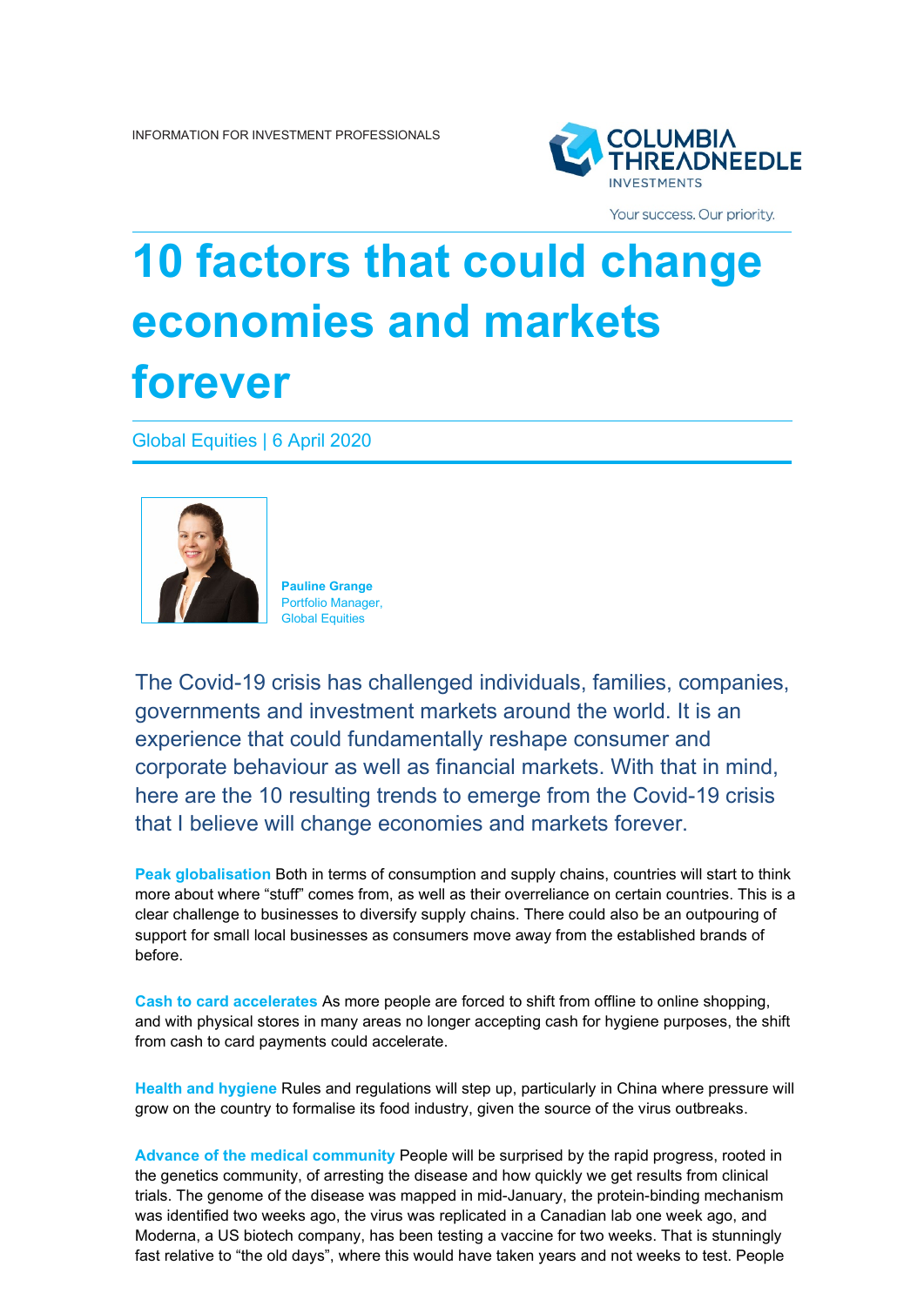INFORMATION FOR INVESTMENT PROFESSIONALS

COLUMBIA THREADNEEDLE INVESTMENTS

Your success. Our priority.

# 10 factors that could change economies and markets forever

Global Equities | 6 April 2020

**Pauline Grange**
Portfolio Manager,
Global Equities

The Covid-19 crisis has challenged individuals, families, companies, governments and investment markets around the world. It is an experience that could fundamentally reshape consumer and corporate behaviour as well as financial markets. With that in mind, here are the 10 resulting trends to emerge from the Covid-19 crisis that I believe will change economies and markets forever.

**Peak globalisation** Both in terms of consumption and supply chains, countries will start to think more about where "stuff" comes from, as well as their overreliance on certain countries. This is a clear challenge to businesses to diversify supply chains. There could also be an outpouring of support for small local businesses as consumers move away from the established brands of before.

**Cash to card accelerates** As more people are forced to shift from offline to online shopping, and with physical stores in many areas no longer accepting cash for hygiene purposes, the shift from cash to card payments could accelerate.

**Health and hygiene** Rules and regulations will step up, particularly in China where pressure will grow on the country to formalise its food industry, given the source of the virus outbreaks.

**Advance of the medical community** People will be surprised by the rapid progress, rooted in the genetics community, of arresting the disease and how quickly we get results from clinical trials. The genome of the disease was mapped in mid-January, the protein-binding mechanism was identified two weeks ago, the virus was replicated in a Canadian lab one week ago, and Moderna, a US biotech company, has been testing a vaccine for two weeks. That is stunningly fast relative to "the old days", where this would have taken years and not weeks to test. People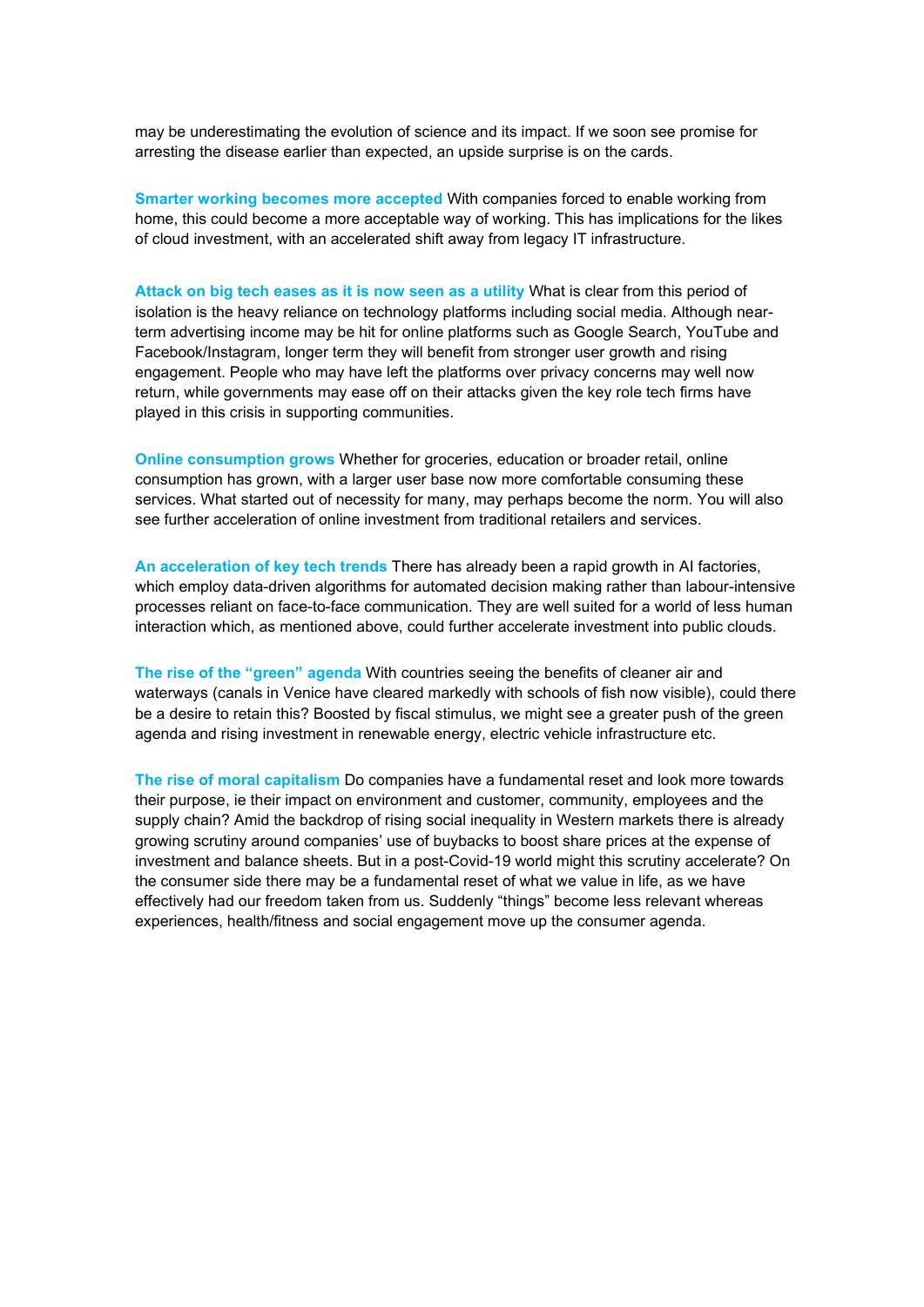may be underestimating the evolution of science and its impact. If we soon see promise for arresting the disease earlier than expected, an upside surprise is on the cards.

**Smarter working becomes more accepted** With companies forced to enable working from home, this could become a more acceptable way of working. This has implications for the likes of cloud investment, with an accelerated shift away from legacy IT infrastructure.

**Attack on big tech eases as it is now seen as a utility** What is clear from this period of isolation is the heavy reliance on technology platforms including social media. Although near-term advertising income may be hit for online platforms such as Google Search, YouTube and Facebook/Instagram, longer term they will benefit from stronger user growth and rising engagement. People who may have left the platforms over privacy concerns may well now return, while governments may ease off on their attacks given the key role tech firms have played in this crisis in supporting communities.

**Online consumption grows** Whether for groceries, education or broader retail, online consumption has grown, with a larger user base now more comfortable consuming these services. What started out of necessity for many, may perhaps become the norm. You will also see further acceleration of online investment from traditional retailers and services.

**An acceleration of key tech trends** There has already been a rapid growth in AI factories, which employ data-driven algorithms for automated decision making rather than labour-intensive processes reliant on face-to-face communication. They are well suited for a world of less human interaction which, as mentioned above, could further accelerate investment into public clouds.

**The rise of the "green" agenda** With countries seeing the benefits of cleaner air and waterways (canals in Venice have cleared markedly with schools of fish now visible), could there be a desire to retain this? Boosted by fiscal stimulus, we might see a greater push of the green agenda and rising investment in renewable energy, electric vehicle infrastructure etc.

**The rise of moral capitalism** Do companies have a fundamental reset and look more towards their purpose, ie their impact on environment and customer, community, employees and the supply chain? Amid the backdrop of rising social inequality in Western markets there is already growing scrutiny around companies' use of buybacks to boost share prices at the expense of investment and balance sheets. But in a post-Covid-19 world might this scrutiny accelerate? On the consumer side there may be a fundamental reset of what we value in life, as we have effectively had our freedom taken from us. Suddenly "things" become less relevant whereas experiences, health/fitness and social engagement move up the consumer agenda.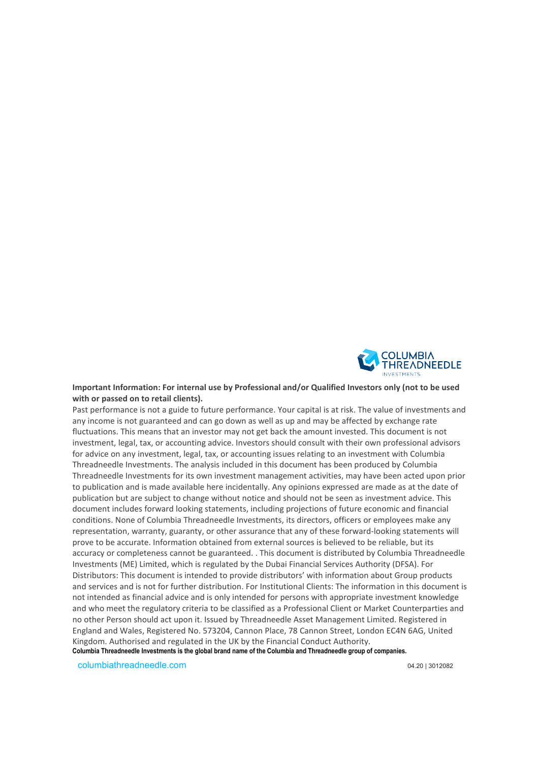**Important Information: For internal use by Professional and/or Qualified Investors only (not to be used with or passed on to retail clients).**

Past performance is not a guide to future performance. Your capital is at risk. The value of investments and any income is not guaranteed and can go down as well as up and may be affected by exchange rate fluctuations. This means that an investor may not get back the amount invested. This document is not investment, legal, tax, or accounting advice. Investors should consult with their own professional advisors for advice on any investment, legal, tax, or accounting issues relating to an investment with Columbia Threadneedle Investments. The analysis included in this document has been produced by Columbia Threadneedle Investments for its own investment management activities, may have been acted upon prior to publication and is made available here incidentally. Any opinions expressed are made as at the date of publication but are subject to change without notice and should not be seen as investment advice. This document includes forward looking statements, including projections of future economic and financial conditions. None of Columbia Threadneedle Investments, its directors, officers or employees make any representation, warranty, guaranty, or other assurance that any of these forward-looking statements will prove to be accurate. Information obtained from external sources is believed to be reliable, but its accuracy or completeness cannot be guaranteed. . This document is distributed by Columbia Threadneedle Investments (ME) Limited, which is regulated by the Dubai Financial Services Authority (DFSA). For Distributors: This document is intended to provide distributors' with information about Group products and services and is not for further distribution. For Institutional Clients: The information in this document is not intended as financial advice and is only intended for persons with appropriate investment knowledge and who meet the regulatory criteria to be classified as a Professional Client or Market Counterparties and no other Person should act upon it. Issued by Threadneedle Asset Management Limited. Registered in England and Wales, Registered No. 573204, Cannon Place, 78 Cannon Street, London EC4N 6AG, United Kingdom. Authorised and regulated in the UK by the Financial Conduct Authority.

**Columbia Threadneedle Investments is the global brand name of the Columbia and Threadneedle group of companies.**

columbiathreadneedle.com

04.20 | 3012082